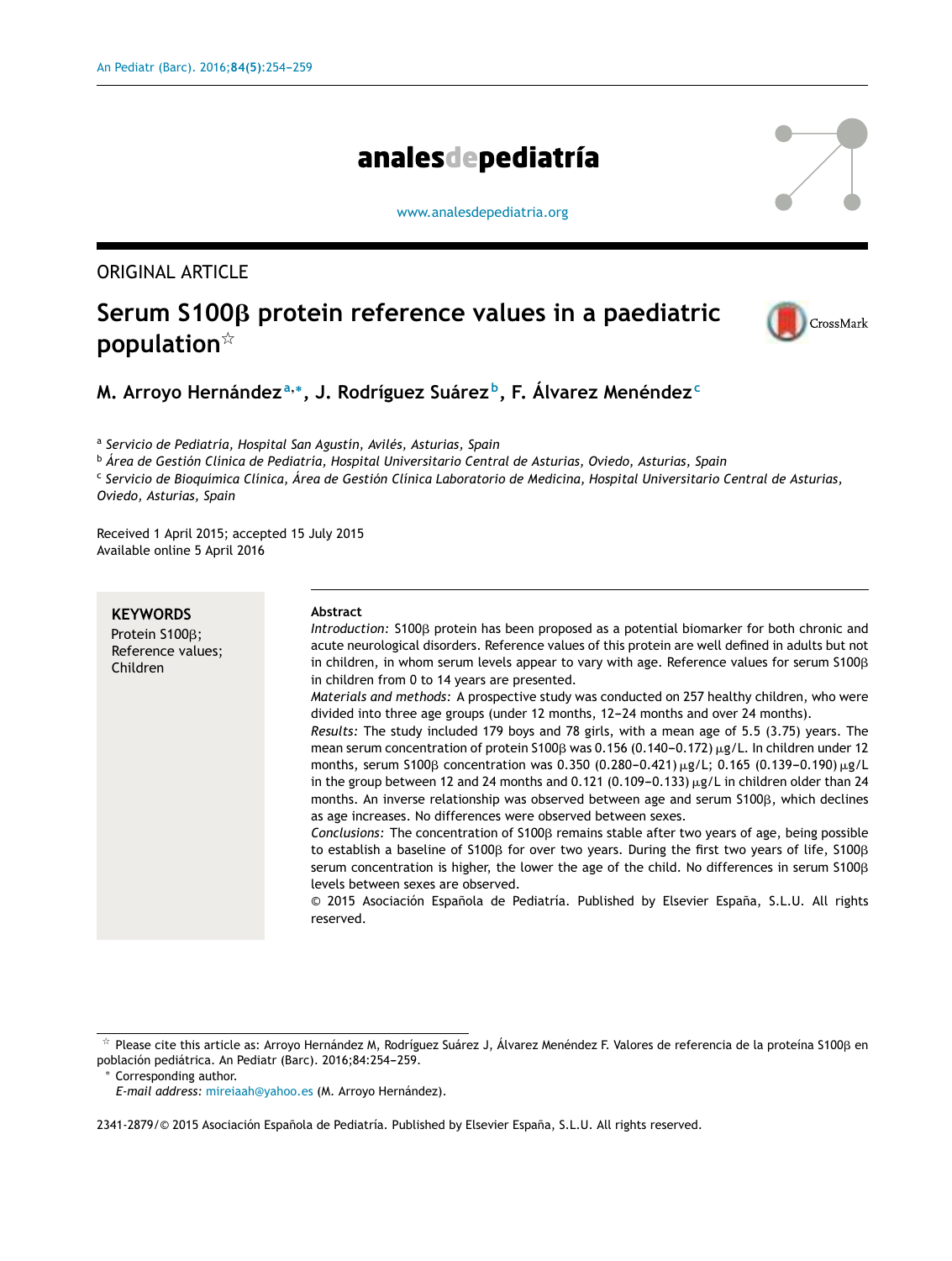ORIGINAL ARTICLE

# Serum S100β protein reference values in a paediatric population[☆]

**M. Arroyo Hernández[a,*], J. Rodríguez Suárez[b], F. Álvarez Menéndez[c]**

[a] *Servicio de Pediatría, Hospital San Agustín, Avilés, Asturias, Spain*
[b] *Área de Gestión Clínica de Pediatría, Hospital Universitario Central de Asturias, Oviedo, Asturias, Spain*
[c] *Servicio de Bioquímica Clínica, Área de Gestión Clínica Laboratorio de Medicina, Hospital Universitario Central de Asturias, Oviedo, Asturias, Spain*

Received 1 April 2015; accepted 15 July 2015
Available online 5 April 2016

**KEYWORDS**
Protein S100β;
Reference values;
Children

**Abstract**

*Introduction:* S100β protein has been proposed as a potential biomarker for both chronic and acute neurological disorders. Reference values of this protein are well defined in adults but not in children, in whom serum levels appear to vary with age. Reference values for serum S100β in children from 0 to 14 years are presented.

*Materials and methods:* A prospective study was conducted on 257 healthy children, who were divided into three age groups (under 12 months, 12–24 months and over 24 months).

*Results:* The study included 179 boys and 78 girls, with a mean age of 5.5 (3.75) years. The mean serum concentration of protein S100β was 0.156 (0.140–0.172) μg/L. In children under 12 months, serum S100β concentration was 0.350 (0.280–0.421) μg/L; 0.165 (0.139–0.190) μg/L in the group between 12 and 24 months and 0.121 (0.109–0.133) μg/L in children older than 24 months. An inverse relationship was observed between age and serum S100β, which declines as age increases. No differences were observed between sexes.

*Conclusions:* The concentration of S100β remains stable after two years of age, being possible to establish a baseline of S100β for over two years. During the first two years of life, S100β serum concentration is higher, the lower the age of the child. No differences in serum S100β levels between sexes are observed.

© 2015 Asociación Española de Pediatría. Published by Elsevier España, S.L.U. All rights reserved.

[☆] Please cite this article as: Arroyo Hernández M, Rodríguez Suárez J, Álvarez Menéndez F. Valores de referencia de la proteína S100β en población pediátrica. An Pediatr (Barc). 2016;84:254–259.

[*] Corresponding author.
*E-mail address:* mireiaah@yahoo.es (M. Arroyo Hernández).

2341-2879/© 2015 Asociación Española de Pediatría. Published by Elsevier España, S.L.U. All rights reserved.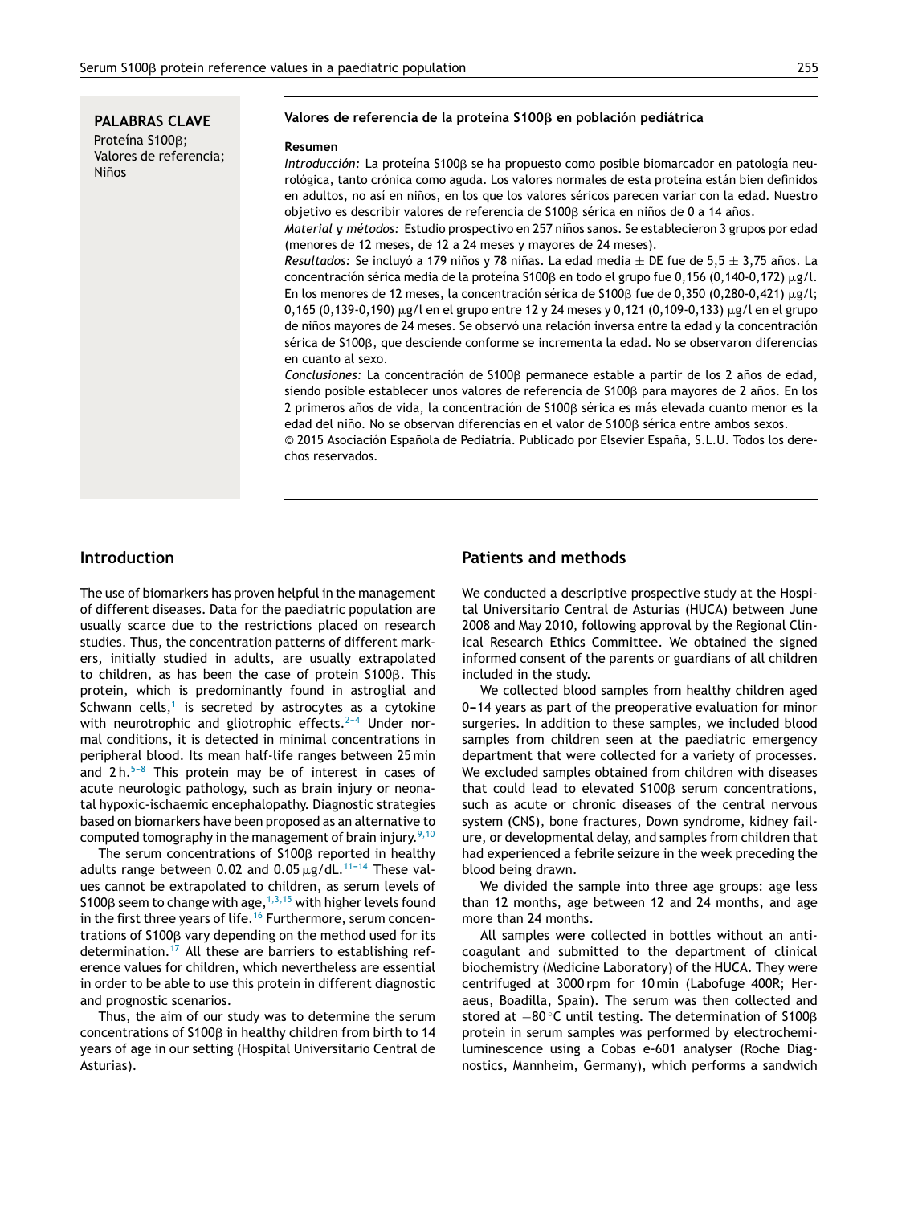**PALABRAS CLAVE**
Proteína S100β;
Valores de referencia;
Niños

**Valores de referencia de la proteína S100β en población pediátrica**

**Resumen**

*Introducción:* La proteína S100β se ha propuesto como posible biomarcador en patología neurológica, tanto crónica como aguda. Los valores normales de esta proteína están bien definidos en adultos, no así en niños, en los que los valores séricos parecen variar con la edad. Nuestro objetivo es describir valores de referencia de S100β sérica en niños de 0 a 14 años.

*Material y métodos:* Estudio prospectivo en 257 niños sanos. Se establecieron 3 grupos por edad (menores de 12 meses, de 12 a 24 meses y mayores de 24 meses).

*Resultados:* Se incluyó a 179 niños y 78 niñas. La edad media ± DE fue de 5,5 ± 3,75 años. La concentración sérica media de la proteína S100β en todo el grupo fue 0,156 (0,140-0,172) μg/l. En los menores de 12 meses, la concentración sérica de S100β fue de 0,350 (0,280-0,421) μg/l; 0,165 (0,139-0,190) μg/l en el grupo entre 12 y 24 meses y 0,121 (0,109-0,133) μg/l en el grupo de niños mayores de 24 meses. Se observó una relación inversa entre la edad y la concentración sérica de S100β, que desciende conforme se incrementa la edad. No se observaron diferencias en cuanto al sexo.

*Conclusiones:* La concentración de S100β permanece estable a partir de los 2 años de edad, siendo posible establecer unos valores de referencia de S100β para mayores de 2 años. En los 2 primeros años de vida, la concentración de S100β sérica es más elevada cuanto menor es la edad del niño. No se observan diferencias en el valor de S100β sérica entre ambos sexos.

© 2015 Asociación Española de Pediatría. Publicado por Elsevier España, S.L.U. Todos los derechos reservados.

## Introduction

The use of biomarkers has proven helpful in the management of different diseases. Data for the paediatric population are usually scarce due to the restrictions placed on research studies. Thus, the concentration patterns of different markers, initially studied in adults, are usually extrapolated to children, as has been the case of protein S100β. This protein, which is predominantly found in astroglial and Schwann cells,[1] is secreted by astrocytes as a cytokine with neurotrophic and gliotrophic effects.[2-4] Under normal conditions, it is detected in minimal concentrations in peripheral blood. Its mean half-life ranges between 25 min and 2 h.[5-8] This protein may be of interest in cases of acute neurologic pathology, such as brain injury or neonatal hypoxic-ischaemic encephalopathy. Diagnostic strategies based on biomarkers have been proposed as an alternative to computed tomography in the management of brain injury.[9,10]

The serum concentrations of S100β reported in healthy adults range between 0.02 and 0.05 μg/dL.[11-14] These values cannot be extrapolated to children, as serum levels of S100β seem to change with age,[1,3,15] with higher levels found in the first three years of life.[16] Furthermore, serum concentrations of S100β vary depending on the method used for its determination.[17] All these are barriers to establishing reference values for children, which nevertheless are essential in order to be able to use this protein in different diagnostic and prognostic scenarios.

Thus, the aim of our study was to determine the serum concentrations of S100β in healthy children from birth to 14 years of age in our setting (Hospital Universitario Central de Asturias).

## Patients and methods

We conducted a descriptive prospective study at the Hospital Universitario Central de Asturias (HUCA) between June 2008 and May 2010, following approval by the Regional Clinical Research Ethics Committee. We obtained the signed informed consent of the parents or guardians of all children included in the study.

We collected blood samples from healthy children aged 0–14 years as part of the preoperative evaluation for minor surgeries. In addition to these samples, we included blood samples from children seen at the paediatric emergency department that were collected for a variety of processes. We excluded samples obtained from children with diseases that could lead to elevated S100β serum concentrations, such as acute or chronic diseases of the central nervous system (CNS), bone fractures, Down syndrome, kidney failure, or developmental delay, and samples from children that had experienced a febrile seizure in the week preceding the blood being drawn.

We divided the sample into three age groups: age less than 12 months, age between 12 and 24 months, and age more than 24 months.

All samples were collected in bottles without an anticoagulant and submitted to the department of clinical biochemistry (Medicine Laboratory) of the HUCA. They were centrifuged at 3000 rpm for 10 min (Labofuge 400R; Heraeus, Boadilla, Spain). The serum was then collected and stored at −80 °C until testing. The determination of S100β protein in serum samples was performed by electrochemiluminescence using a Cobas e-601 analyser (Roche Diagnostics, Mannheim, Germany), which performs a sandwich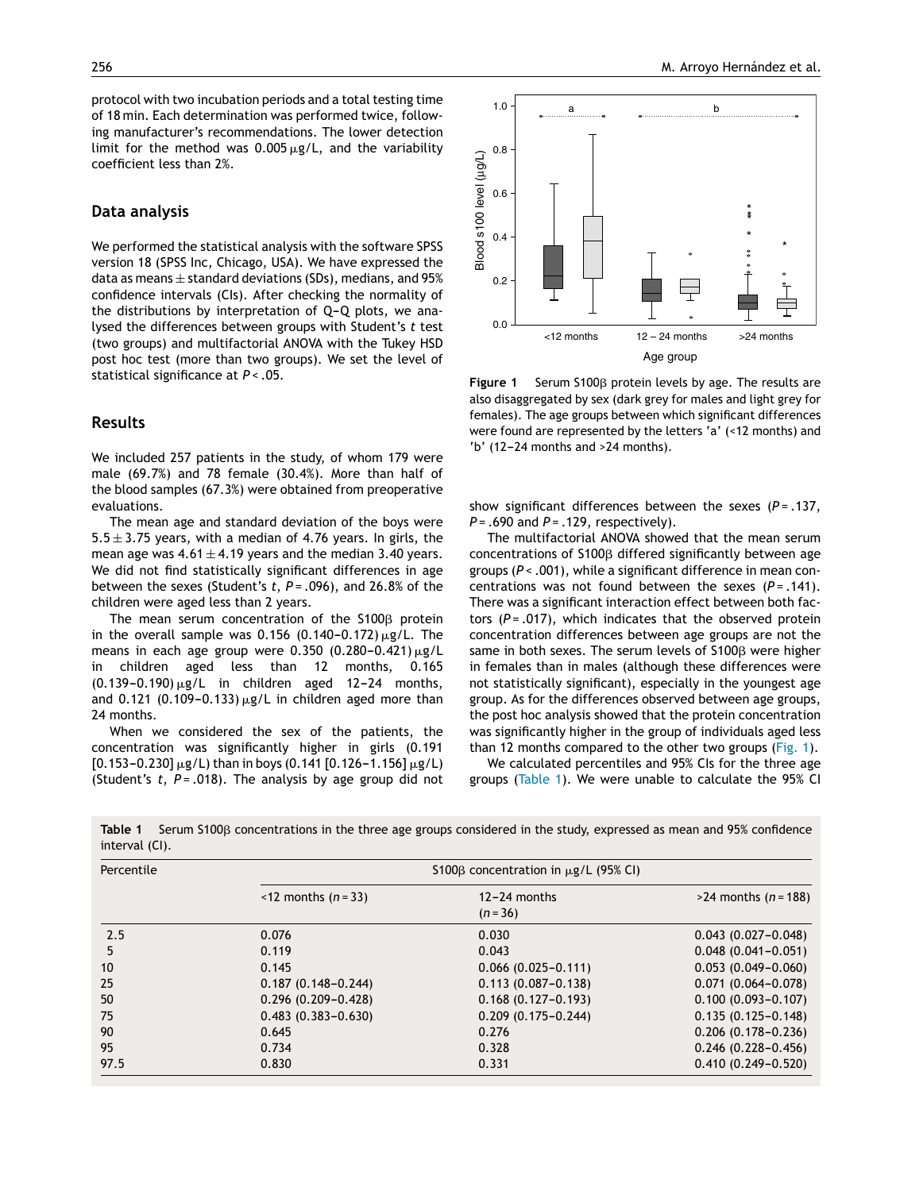protocol with two incubation periods and a total testing time of 18 min. Each determination was performed twice, following manufacturer's recommendations. The lower detection limit for the method was 0.005 μg/L, and the variability coefficient less than 2%.

## Data analysis

We performed the statistical analysis with the software SPSS version 18 (SPSS Inc, Chicago, USA). We have expressed the data as means ± standard deviations (SDs), medians, and 95% confidence intervals (CIs). After checking the normality of the distributions by interpretation of Q-Q plots, we analysed the differences between groups with Student's *t* test (two groups) and multifactorial ANOVA with the Tukey HSD post hoc test (more than two groups). We set the level of statistical significance at $P < .05$.

## Results

We included 257 patients in the study, of whom 179 were male (69.7%) and 78 female (30.4%). More than half of the blood samples (67.3%) were obtained from preoperative evaluations.

The mean age and standard deviation of the boys were 5.5 ± 3.75 years, with a median of 4.76 years. In girls, the mean age was 4.61 ± 4.19 years and the median 3.40 years. We did not find statistically significant differences in age between the sexes (Student's *t*, $P = .096$), and 26.8% of the children were aged less than 2 years.

The mean serum concentration of the S100β protein in the overall sample was 0.156 (0.140–0.172) μg/L. The means in each age group were 0.350 (0.280–0.421) μg/L in children aged less than 12 months, 0.165 (0.139–0.190) μg/L in children aged 12–24 months, and 0.121 (0.109–0.133) μg/L in children aged more than 24 months.

When we considered the sex of the patients, the concentration was significantly higher in girls (0.191 [0.153–0.230] μg/L) than in boys (0.141 [0.126–1.156] μg/L) (Student's *t*, $P = .018$). The analysis by age group did not show significant differences between the sexes ($P = .137$, $P = .690$ and $P = .129$, respectively).

The multifactorial ANOVA showed that the mean serum concentrations of S100β differed significantly between age groups ($P < .001$), while a significant difference in mean concentrations was not found between the sexes ($P = .141$). There was a significant interaction effect between both factors ($P = .017$), which indicates that the observed protein concentration differences between age groups are not the same in both sexes. The serum levels of S100β were higher in females than in males (although these differences were not statistically significant), especially in the youngest age group. As for the differences observed between age groups, the post hoc analysis showed that the protein concentration was significantly higher in the group of individuals aged less than 12 months compared to the other two groups (Fig. 1).

We calculated percentiles and 95% CIs for the three age groups (Table 1). We were unable to calculate the 95% CI

**Figure 1** Serum S100β protein levels by age. The results are also disaggregated by sex (dark grey for males and light grey for females). The age groups between which significant differences were found are represented by the letters 'a' (<12 months) and 'b' (12–24 months and >24 months).

**Table 1** Serum S100β concentrations in the three age groups considered in the study, expressed as mean and 95% confidence interval (CI).

| Percentile | S100β concentration in μg/L (95% CI) | | |
|---|---|---|---|
| | <12 months (n = 33) | 12–24 months (n = 36) | >24 months (n = 188) |
| 2.5 | 0.076 | 0.030 | 0.043 (0.027–0.048) |
| 5 | 0.119 | 0.043 | 0.048 (0.041–0.051) |
| 10 | 0.145 | 0.066 (0.025–0.111) | 0.053 (0.049–0.060) |
| 25 | 0.187 (0.148–0.244) | 0.113 (0.087–0.138) | 0.071 (0.064–0.078) |
| 50 | 0.296 (0.209–0.428) | 0.168 (0.127–0.193) | 0.100 (0.093–0.107) |
| 75 | 0.483 (0.383–0.630) | 0.209 (0.175–0.244) | 0.135 (0.125–0.148) |
| 90 | 0.645 | 0.276 | 0.206 (0.178–0.236) |
| 95 | 0.734 | 0.328 | 0.246 (0.228–0.456) |
| 97.5 | 0.830 | 0.331 | 0.410 (0.249–0.520) |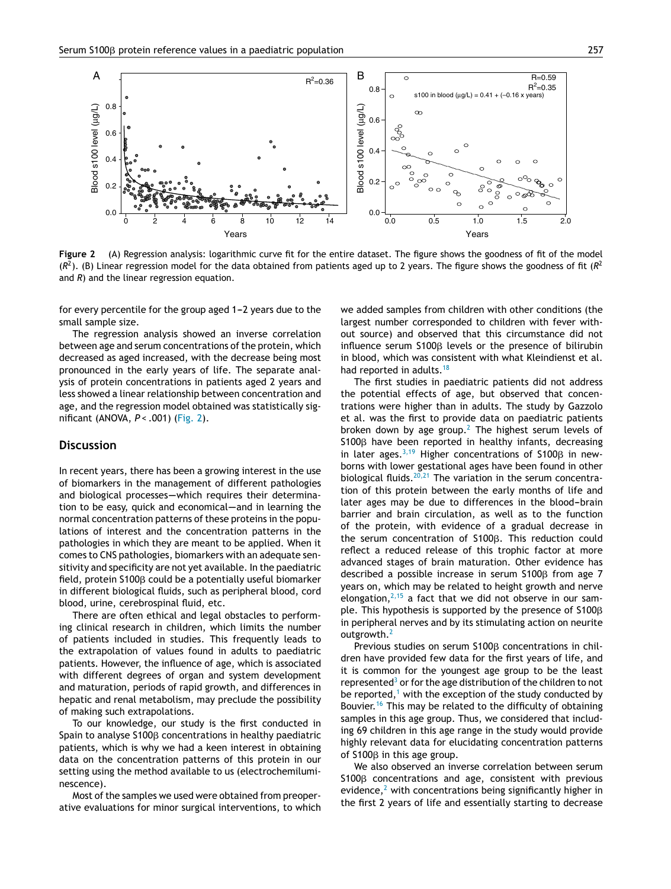Figure 2 (A) Regression analysis: logarithmic curve fit for the entire dataset. The figure shows the goodness of fit of the model ($R^2$). (B) Linear regression model for the data obtained from patients aged up to 2 years. The figure shows the goodness of fit ($R^2$ and $R$) and the linear regression equation.

for every percentile for the group aged 1–2 years due to the small sample size.

The regression analysis showed an inverse correlation between age and serum concentrations of the protein, which decreased as aged increased, with the decrease being most pronounced in the early years of life. The separate analysis of protein concentrations in patients aged 2 years and less showed a linear relationship between concentration and age, and the regression model obtained was statistically significant (ANOVA, $P < .001$) (Fig. 2).

## Discussion

In recent years, there has been a growing interest in the use of biomarkers in the management of different pathologies and biological processes—which requires their determination to be easy, quick and economical—and in learning the normal concentration patterns of these proteins in the populations of interest and the concentration patterns in the pathologies in which they are meant to be applied. When it comes to CNS pathologies, biomarkers with an adequate sensitivity and specificity are not yet available. In the paediatric field, protein S100β could be a potentially useful biomarker in different biological fluids, such as peripheral blood, cord blood, urine, cerebrospinal fluid, etc.

There are often ethical and legal obstacles to performing clinical research in children, which limits the number of patients included in studies. This frequently leads to the extrapolation of values found in adults to paediatric patients. However, the influence of age, which is associated with different degrees of organ and system development and maturation, periods of rapid growth, and differences in hepatic and renal metabolism, may preclude the possibility of making such extrapolations.

To our knowledge, our study is the first conducted in Spain to analyse S100β concentrations in healthy paediatric patients, which is why we had a keen interest in obtaining data on the concentration patterns of this protein in our setting using the method available to us (electrochemiluminescence).

Most of the samples we used were obtained from preoperative evaluations for minor surgical interventions, to which we added samples from children with other conditions (the largest number corresponded to children with fever without source) and observed that this circumstance did not influence serum S100β levels or the presence of bilirubin in blood, which was consistent with what Kleindienst et al. had reported in adults.[18]

The first studies in paediatric patients did not address the potential effects of age, but observed that concentrations were higher than in adults. The study by Gazzolo et al. was the first to provide data on paediatric patients broken down by age group.[2] The highest serum levels of S100β have been reported in healthy infants, decreasing in later ages.[3,19] Higher concentrations of S100β in newborns with lower gestational ages have been found in other biological fluids.[20,21] The variation in the serum concentration of this protein between the early months of life and later ages may be due to differences in the blood–brain barrier and brain circulation, as well as to the function of the protein, with evidence of a gradual decrease in the serum concentration of S100β. This reduction could reflect a reduced release of this trophic factor at more advanced stages of brain maturation. Other evidence has described a possible increase in serum S100β from age 7 years on, which may be related to height growth and nerve elongation,[2,15] a fact that we did not observe in our sample. This hypothesis is supported by the presence of S100β in peripheral nerves and by its stimulating action on neurite outgrowth.[2]

Previous studies on serum S100β concentrations in children have provided few data for the first years of life, and it is common for the youngest age group to be the least represented[3] or for the age distribution of the children to not be reported,[1] with the exception of the study conducted by Bouvier.[16] This may be related to the difficulty of obtaining samples in this age group. Thus, we considered that including 69 children in this age range in the study would provide highly relevant data for elucidating concentration patterns of S100β in this age group.

We also observed an inverse correlation between serum S100β concentrations and age, consistent with previous evidence,[2] with concentrations being significantly higher in the first 2 years of life and essentially starting to decrease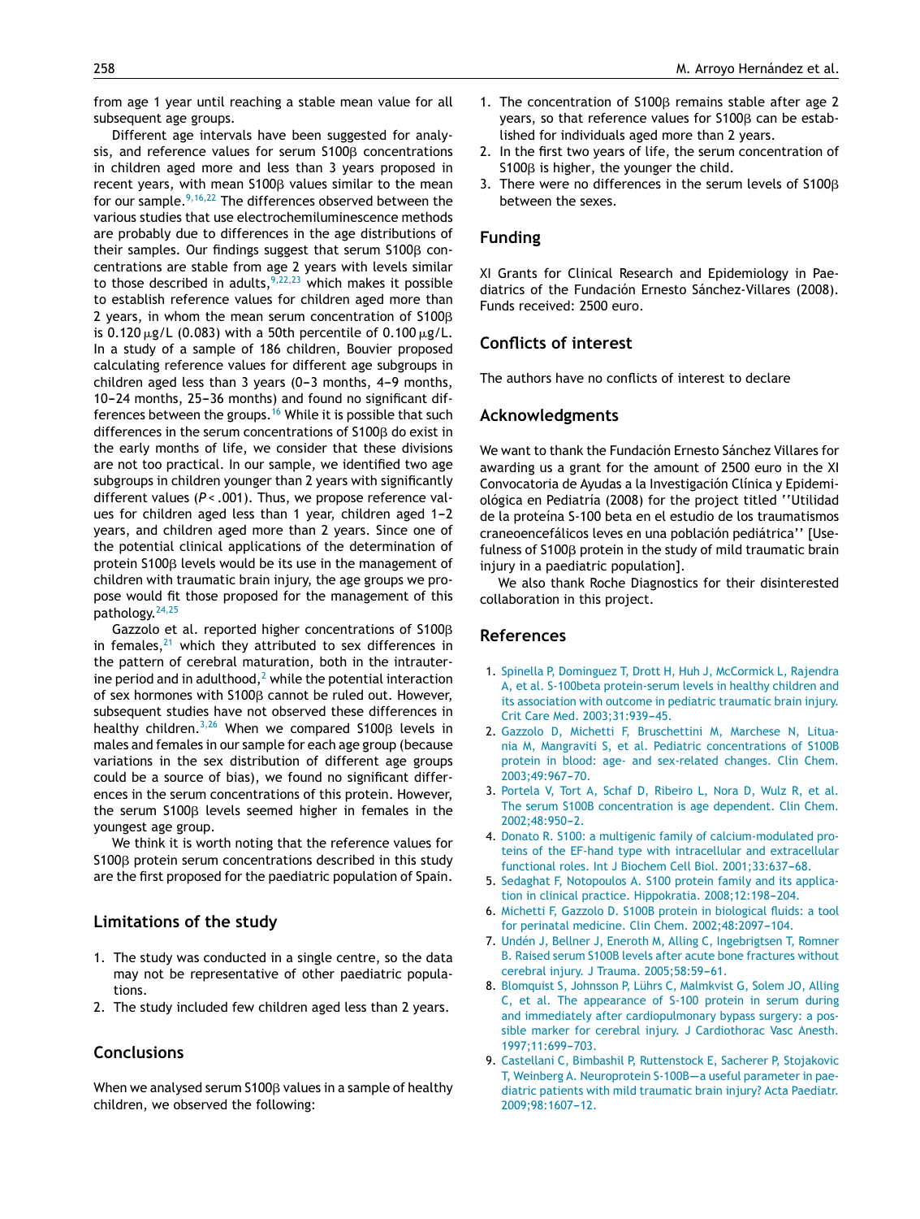from age 1 year until reaching a stable mean value for all subsequent age groups.

Different age intervals have been suggested for analysis, and reference values for serum S100β concentrations in children aged more and less than 3 years proposed in recent years, with mean S100β values similar to the mean for our sample.[9,16,22] The differences observed between the various studies that use electrochemiluminescence methods are probably due to differences in the age distributions of their samples. Our findings suggest that serum S100β concentrations are stable from age 2 years with levels similar to those described in adults,[9,22,23] which makes it possible to establish reference values for children aged more than 2 years, in whom the mean serum concentration of S100β is 0.120 μg/L (0.083) with a 50th percentile of 0.100 μg/L. In a study of a sample of 186 children, Bouvier proposed calculating reference values for different age subgroups in children aged less than 3 years (0–3 months, 4–9 months, 10–24 months, 25–36 months) and found no significant differences between the groups.[16] While it is possible that such differences in the serum concentrations of S100β do exist in the early months of life, we consider that these divisions are not too practical. In our sample, we identified two age subgroups in children younger than 2 years with significantly different values ($P < .001$). Thus, we propose reference values for children aged less than 1 year, children aged 1–2 years, and children aged more than 2 years. Since one of the potential clinical applications of the determination of protein S100β levels would be its use in the management of children with traumatic brain injury, the age groups we propose would fit those proposed for the management of this pathology.[24,25]

Gazzolo et al. reported higher concentrations of S100β in females,[21] which they attributed to sex differences in the pattern of cerebral maturation, both in the intrauterine period and in adulthood,[2] while the potential interaction of sex hormones with S100β cannot be ruled out. However, subsequent studies have not observed these differences in healthy children.[3,26] When we compared S100β levels in males and females in our sample for each age group (because variations in the sex distribution of different age groups could be a source of bias), we found no significant differences in the serum concentrations of this protein. However, the serum S100β levels seemed higher in females in the youngest age group.

We think it is worth noting that the reference values for S100β protein serum concentrations described in this study are the first proposed for the paediatric population of Spain.

## Limitations of the study

1. The study was conducted in a single centre, so the data may not be representative of other paediatric populations.
2. The study included few children aged less than 2 years.

## Conclusions

When we analysed serum S100β values in a sample of healthy children, we observed the following:

1. The concentration of S100β remains stable after age 2 years, so that reference values for S100β can be established for individuals aged more than 2 years.
2. In the first two years of life, the serum concentration of S100β is higher, the younger the child.
3. There were no differences in the serum levels of S100β between the sexes.

## Funding

XI Grants for Clinical Research and Epidemiology in Paediatrics of the Fundación Ernesto Sánchez-Villares (2008). Funds received: 2500 euro.

## Conflicts of interest

The authors have no conflicts of interest to declare

## Acknowledgments

We want to thank the Fundación Ernesto Sánchez Villares for awarding us a grant for the amount of 2500 euro in the XI Convocatoria de Ayudas a la Investigación Clínica y Epidemiológica en Pediatría (2008) for the project titled ''Utilidad de la proteína S-100 beta en el estudio de los traumatismos craneoencefálicos leves en una población pediátrica'' [Usefulness of S100β protein in the study of mild traumatic brain injury in a paediatric population].

We also thank Roche Diagnostics for their disinterested collaboration in this project.

## References

1. Spinella P, Dominguez T, Drott H, Huh J, McCormick L, Rajendra A, et al. S-100beta protein-serum levels in healthy children and its association with outcome in pediatric traumatic brain injury. Crit Care Med. 2003;31:939–45.
2. Gazzolo D, Michetti F, Bruschettini M, Marchese N, Lituania M, Mangraviti S, et al. Pediatric concentrations of S100B protein in blood: age- and sex-related changes. Clin Chem. 2003;49:967–70.
3. Portela V, Tort A, Schaf D, Ribeiro L, Nora D, Wulz R, et al. The serum S100B concentration is age dependent. Clin Chem. 2002;48:950–2.
4. Donato R. S100: a multigenic family of calcium-modulated proteins of the EF-hand type with intracellular and extracellular functional roles. Int J Biochem Cell Biol. 2001;33:637–68.
5. Sedaghat F, Notopoulos A. S100 protein family and its application in clinical practice. Hippokratia. 2008;12:198–204.
6. Michetti F, Gazzolo D. S100B protein in biological fluids: a tool for perinatal medicine. Clin Chem. 2002;48:2097–104.
7. Undén J, Bellner J, Eneroth M, Alling C, Ingebrigtsen T, Romner B. Raised serum S100B levels after acute bone fractures without cerebral injury. J Trauma. 2005;58:59–61.
8. Blomquist S, Johnsson P, Lührs C, Malmkvist G, Solem JO, Alling C, et al. The appearance of S-100 protein in serum during and immediately after cardiopulmonary bypass surgery: a possible marker for cerebral injury. J Cardiothorac Vasc Anesth. 1997;11:699–703.
9. Castellani C, Bimbashil P, Ruttenstock E, Sacherer P, Stojakovic T, Weinberg A. Neuroprotein S-100B—a useful parameter in paediatric patients with mild traumatic brain injury? Acta Paediatr. 2009;98:1607–12.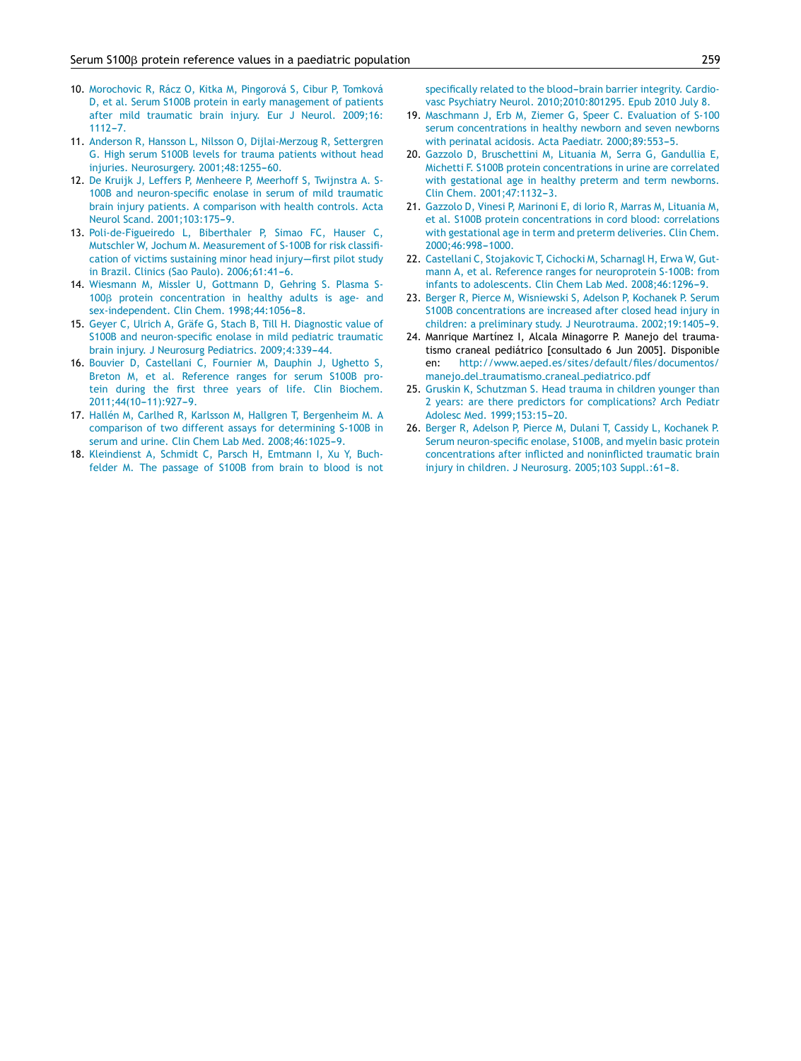10. Morochovic R, Rácz O, Kitka M, Pingorová S, Cibur P, Tomková D, et al. Serum S100B protein in early management of patients after mild traumatic brain injury. Eur J Neurol. 2009;16:1112–7.
11. Anderson R, Hansson L, Nilsson O, Dijlai-Merzoug R, Settergren G. High serum S100B levels for trauma patients without head injuries. Neurosurgery. 2001;48:1255–60.
12. De Kruijk J, Leffers P, Menheere P, Meerhoff S, Twijnstra A. S-100B and neuron-specific enolase in serum of mild traumatic brain injury patients. A comparison with health controls. Acta Neurol Scand. 2001;103:175–9.
13. Poli-de-Figueiredo L, Biberthaler P, Simao FC, Hauser C, Mutschler W, Jochum M. Measurement of S-100B for risk classification of victims sustaining minor head injury—first pilot study in Brazil. Clinics (Sao Paulo). 2006;61:41–6.
14. Wiesmann M, Missler U, Gottmann D, Gehring S. Plasma S-100β protein concentration in healthy adults is age- and sex-independent. Clin Chem. 1998;44:1056–8.
15. Geyer C, Ulrich A, Gräfe G, Stach B, Till H. Diagnostic value of S100B and neuron-specific enolase in mild pediatric traumatic brain injury. J Neurosurg Pediatrics. 2009;4:339–44.
16. Bouvier D, Castellani C, Fournier M, Dauphin J, Ughetto S, Breton M, et al. Reference ranges for serum S100B protein during the first three years of life. Clin Biochem. 2011;44(10–11):927–9.
17. Hallén M, Carlhed R, Karlsson M, Hallgren T, Bergenheim M. A comparison of two different assays for determining S-100B in serum and urine. Clin Chem Lab Med. 2008;46:1025–9.
18. Kleindienst A, Schmidt C, Parsch H, Emtmann I, Xu Y, Buchfelder M. The passage of S100B from brain to blood is not specifically related to the blood–brain barrier integrity. Cardiovasc Psychiatry Neurol. 2010;2010:801295. Epub 2010 July 8.
19. Maschmann J, Erb M, Ziemer G, Speer C. Evaluation of S-100 serum concentrations in healthy newborn and seven newborns with perinatal acidosis. Acta Paediatr. 2000;89:553–5.
20. Gazzolo D, Bruschettini M, Lituania M, Serra G, Gandullia E, Michetti F. S100B protein concentrations in urine are correlated with gestational age in healthy preterm and term newborns. Clin Chem. 2001;47:1132–3.
21. Gazzolo D, Vinesi P, Marinoni E, di Iorio R, Marras M, Lituania M, et al. S100B protein concentrations in cord blood: correlations with gestational age in term and preterm deliveries. Clin Chem. 2000;46:998–1000.
22. Castellani C, Stojakovic T, Cichocki M, Scharnagl H, Erwa W, Gutmann A, et al. Reference ranges for neuroprotein S-100B: from infants to adolescents. Clin Chem Lab Med. 2008;46:1296–9.
23. Berger R, Pierce M, Wisniewski S, Adelson P, Kochanek P. Serum S100B concentrations are increased after closed head injury in children: a preliminary study. J Neurotrauma. 2002;19:1405–9.
24. Manrique Martínez I, Alcala Minagorre P. Manejo del traumatismo craneal pediátrico [consultado 6 Jun 2005]. Disponible en: http://www.aeped.es/sites/default/files/documentos/manejo_del_traumatismo_craneal_pediatrico.pdf
25. Gruskin K, Schutzman S. Head trauma in children younger than 2 years: are there predictors for complications? Arch Pediatr Adolesc Med. 1999;153:15–20.
26. Berger R, Adelson P, Pierce M, Dulani T, Cassidy L, Kochanek P. Serum neuron-specific enolase, S100B, and myelin basic protein concentrations after inflicted and noninflicted traumatic brain injury in children. J Neurosurg. 2005;103 Suppl.:61–8.